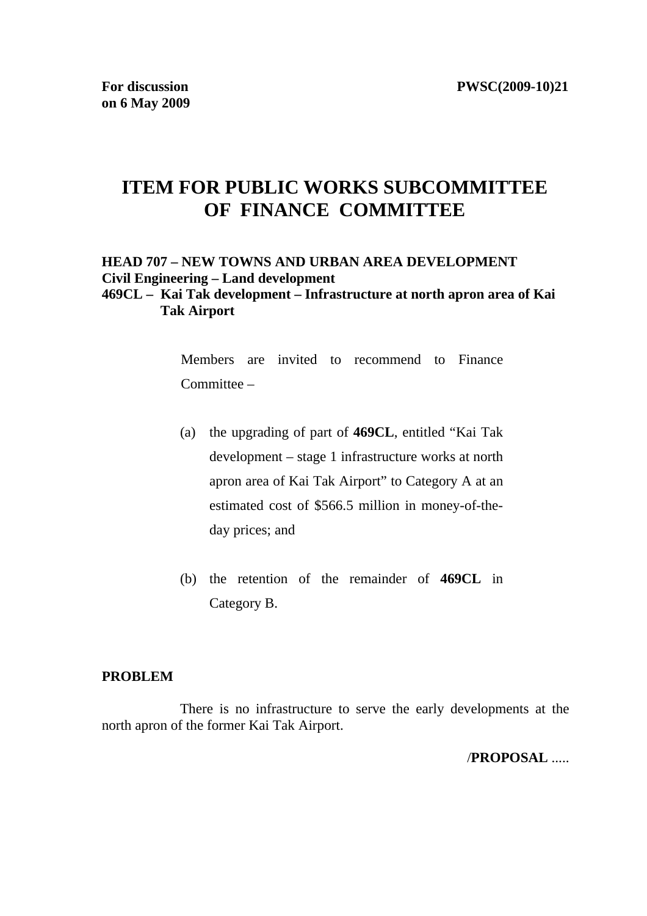For discussion
on 6 May 2009

PWSC(2009-10)21

# ITEM FOR PUBLIC WORKS SUBCOMMITTEE OF FINANCE COMMITTEE

**HEAD 707 – NEW TOWNS AND URBAN AREA DEVELOPMENT**
**Civil Engineering – Land development**
**469CL – Kai Tak development – Infrastructure at north apron area of Kai Tak Airport**

Members are invited to recommend to Finance Committee –

(a) the upgrading of part of **469CL**, entitled "Kai Tak development – stage 1 infrastructure works at north apron area of Kai Tak Airport" to Category A at an estimated cost of $566.5 million in money-of-the-day prices; and

(b) the retention of the remainder of **469CL** in Category B.

**PROBLEM**

There is no infrastructure to serve the early developments at the north apron of the former Kai Tak Airport.

/**PROPOSAL** .....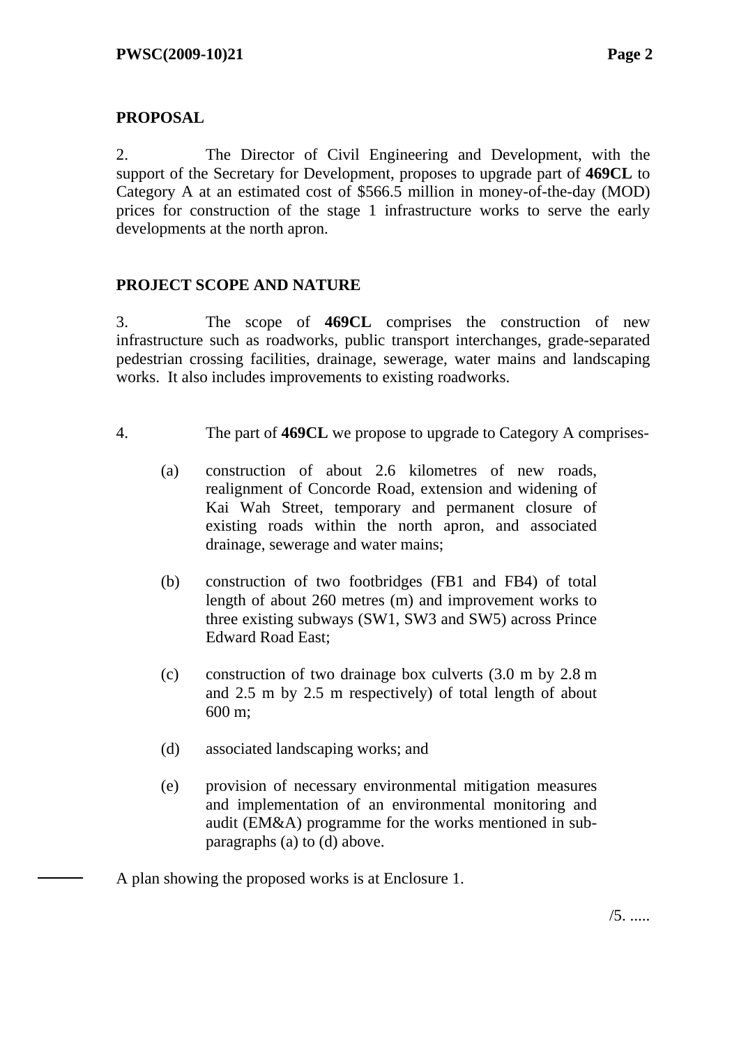## PROPOSAL

2. The Director of Civil Engineering and Development, with the support of the Secretary for Development, proposes to upgrade part of **469CL** to Category A at an estimated cost of $566.5 million in money-of-the-day (MOD) prices for construction of the stage 1 infrastructure works to serve the early developments at the north apron.

## PROJECT SCOPE AND NATURE

3. The scope of **469CL** comprises the construction of new infrastructure such as roadworks, public transport interchanges, grade-separated pedestrian crossing facilities, drainage, sewerage, water mains and landscaping works. It also includes improvements to existing roadworks.

4. The part of **469CL** we propose to upgrade to Category A comprises-

(a) construction of about 2.6 kilometres of new roads, realignment of Concorde Road, extension and widening of Kai Wah Street, temporary and permanent closure of existing roads within the north apron, and associated drainage, sewerage and water mains;

(b) construction of two footbridges (FB1 and FB4) of total length of about 260 metres (m) and improvement works to three existing subways (SW1, SW3 and SW5) across Prince Edward Road East;

(c) construction of two drainage box culverts (3.0 m by 2.8 m and 2.5 m by 2.5 m respectively) of total length of about 600 m;

(d) associated landscaping works; and

(e) provision of necessary environmental mitigation measures and implementation of an environmental monitoring and audit (EM&A) programme for the works mentioned in sub-paragraphs (a) to (d) above.

A plan showing the proposed works is at Enclosure 1.

/5. .....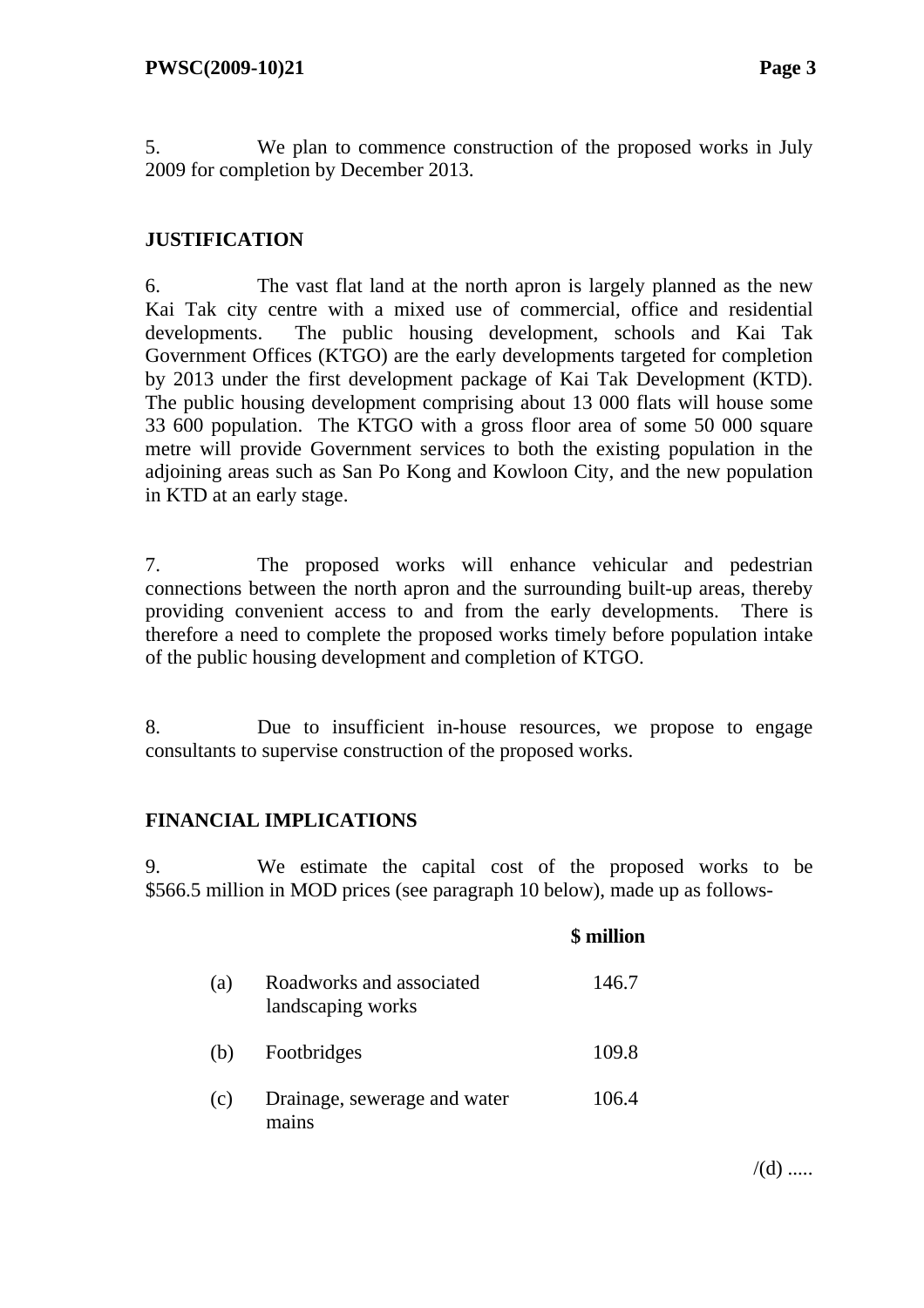5. We plan to commence construction of the proposed works in July 2009 for completion by December 2013.

## JUSTIFICATION

6. The vast flat land at the north apron is largely planned as the new Kai Tak city centre with a mixed use of commercial, office and residential developments. The public housing development, schools and Kai Tak Government Offices (KTGO) are the early developments targeted for completion by 2013 under the first development package of Kai Tak Development (KTD). The public housing development comprising about 13 000 flats will house some 33 600 population. The KTGO with a gross floor area of some 50 000 square metre will provide Government services to both the existing population in the adjoining areas such as San Po Kong and Kowloon City, and the new population in KTD at an early stage.

7. The proposed works will enhance vehicular and pedestrian connections between the north apron and the surrounding built-up areas, thereby providing convenient access to and from the early developments. There is therefore a need to complete the proposed works timely before population intake of the public housing development and completion of KTGO.

8. Due to insufficient in-house resources, we propose to engage consultants to supervise construction of the proposed works.

## FINANCIAL IMPLICATIONS

9. We estimate the capital cost of the proposed works to be $566.5 million in MOD prices (see paragraph 10 below), made up as follows-

| | | $ million |
|---|---|---|
| (a) | Roadworks and associated landscaping works | 146.7 |
| (b) | Footbridges | 109.8 |
| (c) | Drainage, sewerage and water mains | 106.4 |

/(d) .....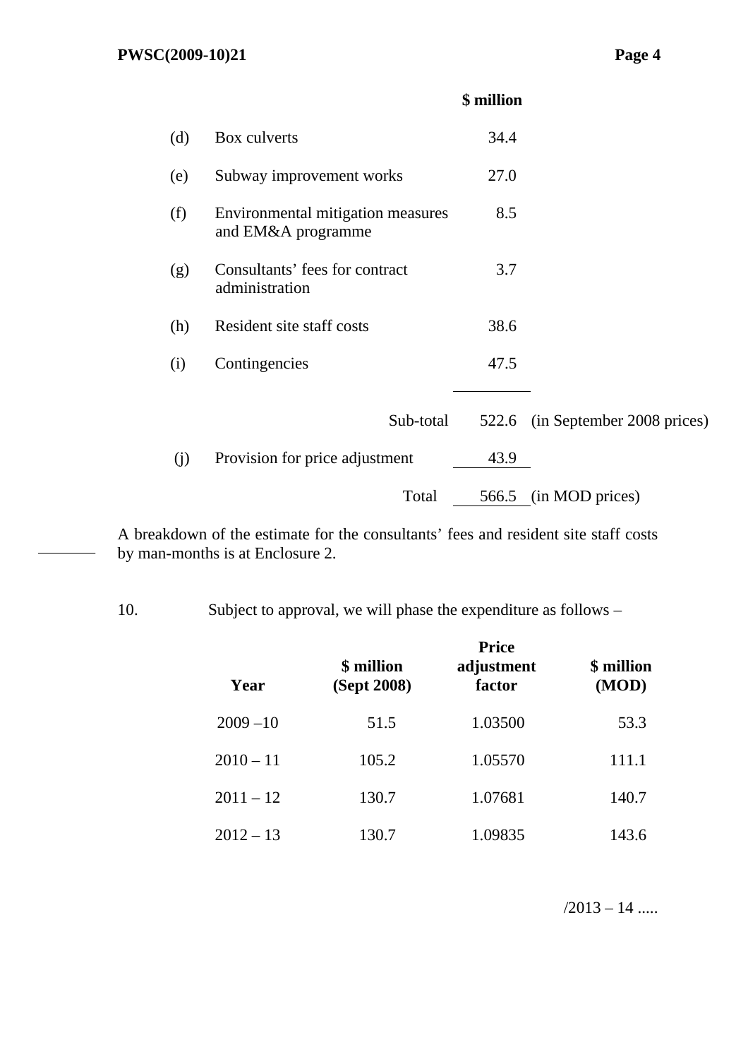| | | $ million | |
|---|---|---|---|
| (d) | Box culverts | 34.4 | |
| (e) | Subway improvement works | 27.0 | |
| (f) | Environmental mitigation measures and EM&A programme | 8.5 | |
| (g) | Consultants' fees for contract administration | 3.7 | |
| (h) | Resident site staff costs | 38.6 | |
| (i) | Contingencies | 47.5 | |
| | Sub-total | 522.6 | (in September 2008 prices) |
| (j) | Provision for price adjustment | 43.9 | |
| | Total | 566.5 | (in MOD prices) |

A breakdown of the estimate for the consultants' fees and resident site staff costs by man-months is at Enclosure 2.

10. Subject to approval, we will phase the expenditure as follows –

| Year | $ million (Sept 2008) | Price adjustment factor | $ million (MOD) |
|---|---|---|---|
| 2009 –10 | 51.5 | 1.03500 | 53.3 |
| 2010 – 11 | 105.2 | 1.05570 | 111.1 |
| 2011 – 12 | 130.7 | 1.07681 | 140.7 |
| 2012 – 13 | 130.7 | 1.09835 | 143.6 |

/2013 – 14 .....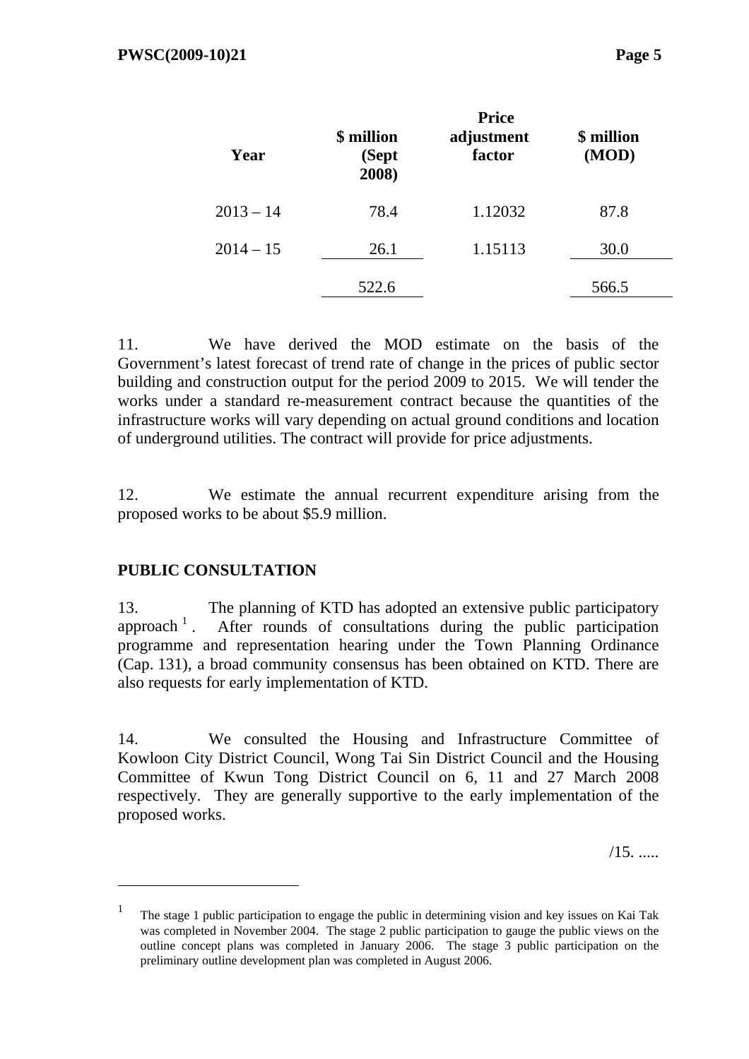| Year | $ million (Sept 2008) | Price adjustment factor | $ million (MOD) |
|---|---|---|---|
| 2013 – 14 | 78.4 | 1.12032 | 87.8 |
| 2014 – 15 | 26.1 | 1.15113 | 30.0 |
| | 522.6 | | 566.5 |

11. We have derived the MOD estimate on the basis of the Government's latest forecast of trend rate of change in the prices of public sector building and construction output for the period 2009 to 2015. We will tender the works under a standard re-measurement contract because the quantities of the infrastructure works will vary depending on actual ground conditions and location of underground utilities. The contract will provide for price adjustments.

12. We estimate the annual recurrent expenditure arising from the proposed works to be about $5.9 million.

**PUBLIC CONSULTATION**

13. The planning of KTD has adopted an extensive public participatory approach [1]. After rounds of consultations during the public participation programme and representation hearing under the Town Planning Ordinance (Cap. 131), a broad community consensus has been obtained on KTD. There are also requests for early implementation of KTD.

14. We consulted the Housing and Infrastructure Committee of Kowloon City District Council, Wong Tai Sin District Council and the Housing Committee of Kwun Tong District Council on 6, 11 and 27 March 2008 respectively. They are generally supportive to the early implementation of the proposed works.

/15. .....

---

[1] The stage 1 public participation to engage the public in determining vision and key issues on Kai Tak was completed in November 2004. The stage 2 public participation to gauge the public views on the outline concept plans was completed in January 2006. The stage 3 public participation on the preliminary outline development plan was completed in August 2006.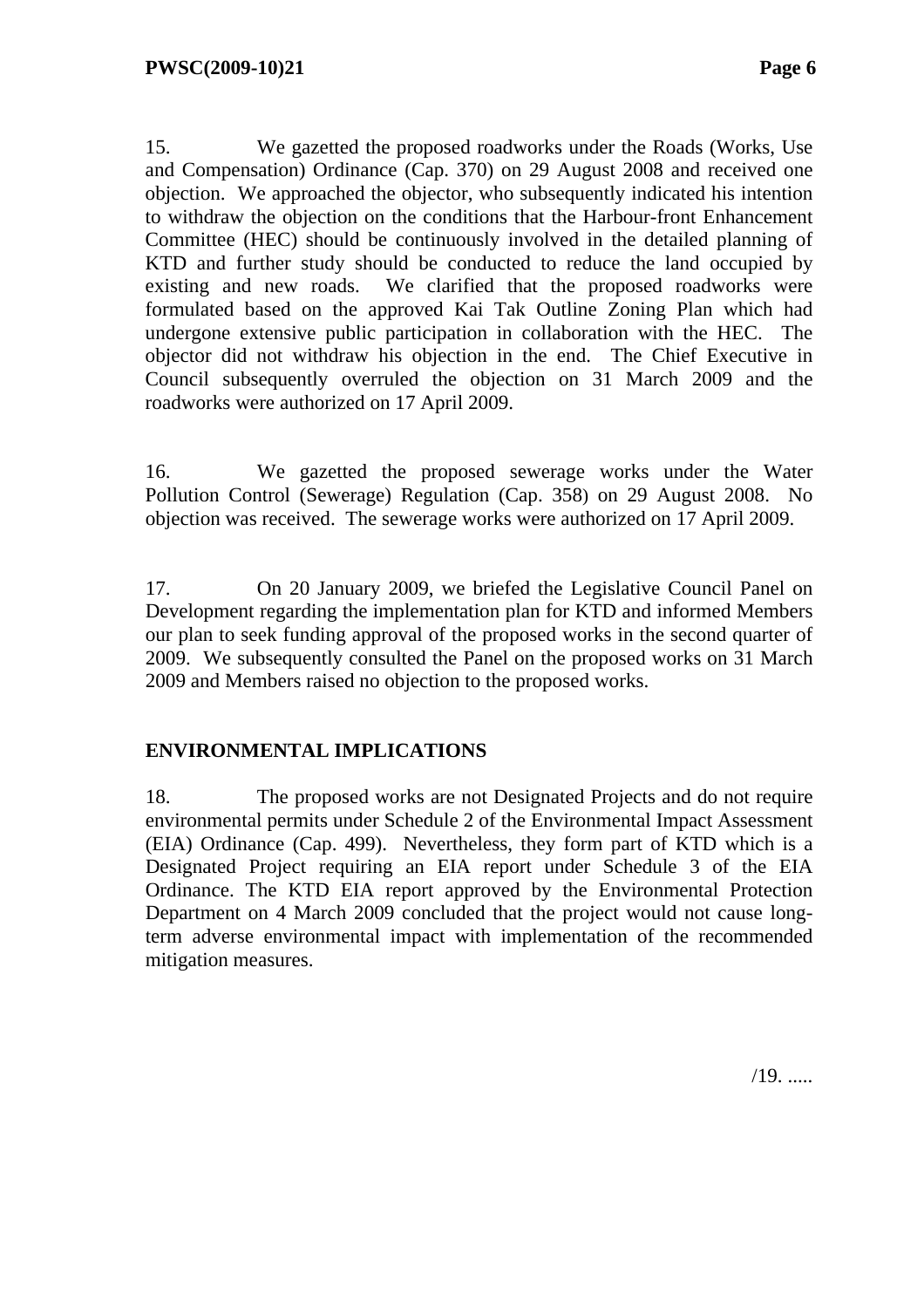15. We gazetted the proposed roadworks under the Roads (Works, Use and Compensation) Ordinance (Cap. 370) on 29 August 2008 and received one objection. We approached the objector, who subsequently indicated his intention to withdraw the objection on the conditions that the Harbour-front Enhancement Committee (HEC) should be continuously involved in the detailed planning of KTD and further study should be conducted to reduce the land occupied by existing and new roads. We clarified that the proposed roadworks were formulated based on the approved Kai Tak Outline Zoning Plan which had undergone extensive public participation in collaboration with the HEC. The objector did not withdraw his objection in the end. The Chief Executive in Council subsequently overruled the objection on 31 March 2009 and the roadworks were authorized on 17 April 2009.

16. We gazetted the proposed sewerage works under the Water Pollution Control (Sewerage) Regulation (Cap. 358) on 29 August 2008. No objection was received. The sewerage works were authorized on 17 April 2009.

17. On 20 January 2009, we briefed the Legislative Council Panel on Development regarding the implementation plan for KTD and informed Members our plan to seek funding approval of the proposed works in the second quarter of 2009. We subsequently consulted the Panel on the proposed works on 31 March 2009 and Members raised no objection to the proposed works.

## ENVIRONMENTAL IMPLICATIONS

18. The proposed works are not Designated Projects and do not require environmental permits under Schedule 2 of the Environmental Impact Assessment (EIA) Ordinance (Cap. 499). Nevertheless, they form part of KTD which is a Designated Project requiring an EIA report under Schedule 3 of the EIA Ordinance. The KTD EIA report approved by the Environmental Protection Department on 4 March 2009 concluded that the project would not cause long-term adverse environmental impact with implementation of the recommended mitigation measures.

/19. .....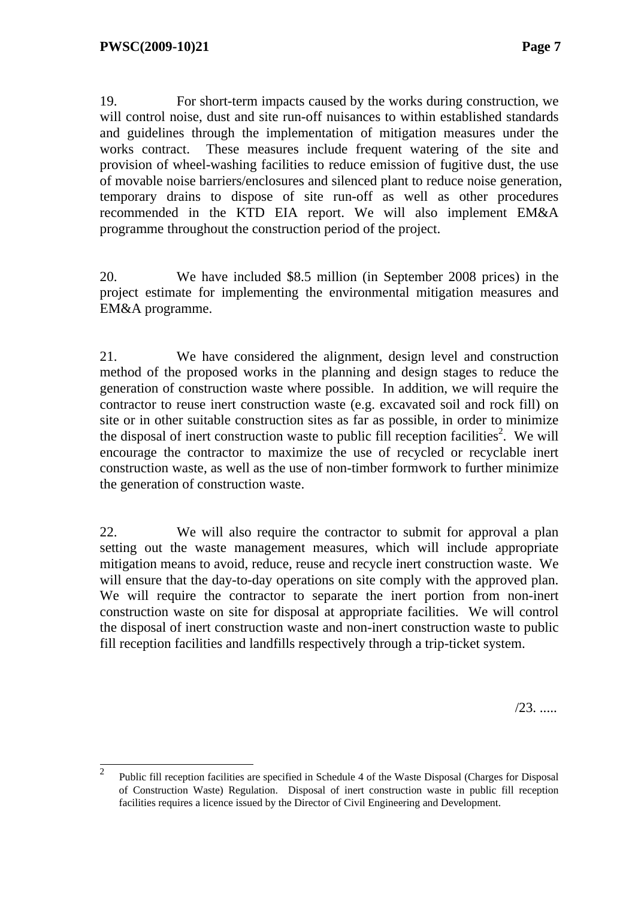19. For short-term impacts caused by the works during construction, we will control noise, dust and site run-off nuisances to within established standards and guidelines through the implementation of mitigation measures under the works contract. These measures include frequent watering of the site and provision of wheel-washing facilities to reduce emission of fugitive dust, the use of movable noise barriers/enclosures and silenced plant to reduce noise generation, temporary drains to dispose of site run-off as well as other procedures recommended in the KTD EIA report. We will also implement EM&A programme throughout the construction period of the project.

20. We have included $8.5 million (in September 2008 prices) in the project estimate for implementing the environmental mitigation measures and EM&A programme.

21. We have considered the alignment, design level and construction method of the proposed works in the planning and design stages to reduce the generation of construction waste where possible. In addition, we will require the contractor to reuse inert construction waste (e.g. excavated soil and rock fill) on site or in other suitable construction sites as far as possible, in order to minimize the disposal of inert construction waste to public fill reception facilities[2]. We will encourage the contractor to maximize the use of recycled or recyclable inert construction waste, as well as the use of non-timber formwork to further minimize the generation of construction waste.

22. We will also require the contractor to submit for approval a plan setting out the waste management measures, which will include appropriate mitigation means to avoid, reduce, reuse and recycle inert construction waste. We will ensure that the day-to-day operations on site comply with the approved plan. We will require the contractor to separate the inert portion from non-inert construction waste on site for disposal at appropriate facilities. We will control the disposal of inert construction waste and non-inert construction waste to public fill reception facilities and landfills respectively through a trip-ticket system.

/23. .....

---

[2] Public fill reception facilities are specified in Schedule 4 of the Waste Disposal (Charges for Disposal of Construction Waste) Regulation. Disposal of inert construction waste in public fill reception facilities requires a licence issued by the Director of Civil Engineering and Development.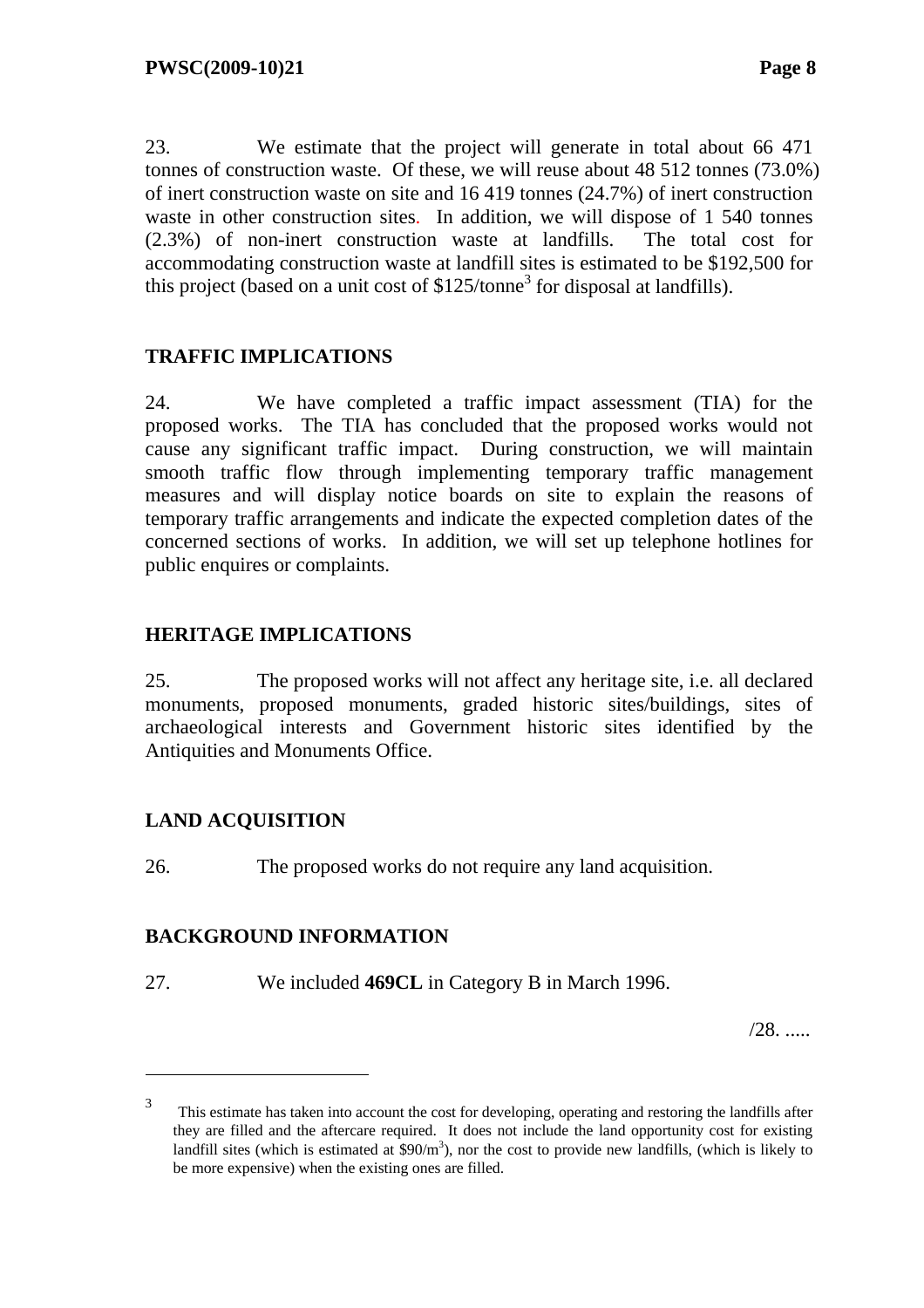23. We estimate that the project will generate in total about 66 471 tonnes of construction waste. Of these, we will reuse about 48 512 tonnes (73.0%) of inert construction waste on site and 16 419 tonnes (24.7%) of inert construction waste in other construction sites. In addition, we will dispose of 1 540 tonnes (2.3%) of non-inert construction waste at landfills. The total cost for accommodating construction waste at landfill sites is estimated to be $192,500 for this project (based on a unit cost of $125/tonne[3] for disposal at landfills).

## TRAFFIC IMPLICATIONS

24. We have completed a traffic impact assessment (TIA) for the proposed works. The TIA has concluded that the proposed works would not cause any significant traffic impact. During construction, we will maintain smooth traffic flow through implementing temporary traffic management measures and will display notice boards on site to explain the reasons of temporary traffic arrangements and indicate the expected completion dates of the concerned sections of works. In addition, we will set up telephone hotlines for public enquires or complaints.

## HERITAGE IMPLICATIONS

25. The proposed works will not affect any heritage site, i.e. all declared monuments, proposed monuments, graded historic sites/buildings, sites of archaeological interests and Government historic sites identified by the Antiquities and Monuments Office.

## LAND ACQUISITION

26. The proposed works do not require any land acquisition.

## BACKGROUND INFORMATION

27. We included **469CL** in Category B in March 1996.

/28. .....

---

3 This estimate has taken into account the cost for developing, operating and restoring the landfills after they are filled and the aftercare required. It does not include the land opportunity cost for existing landfill sites (which is estimated at $90/m^3$), nor the cost to provide new landfills, (which is likely to be more expensive) when the existing ones are filled.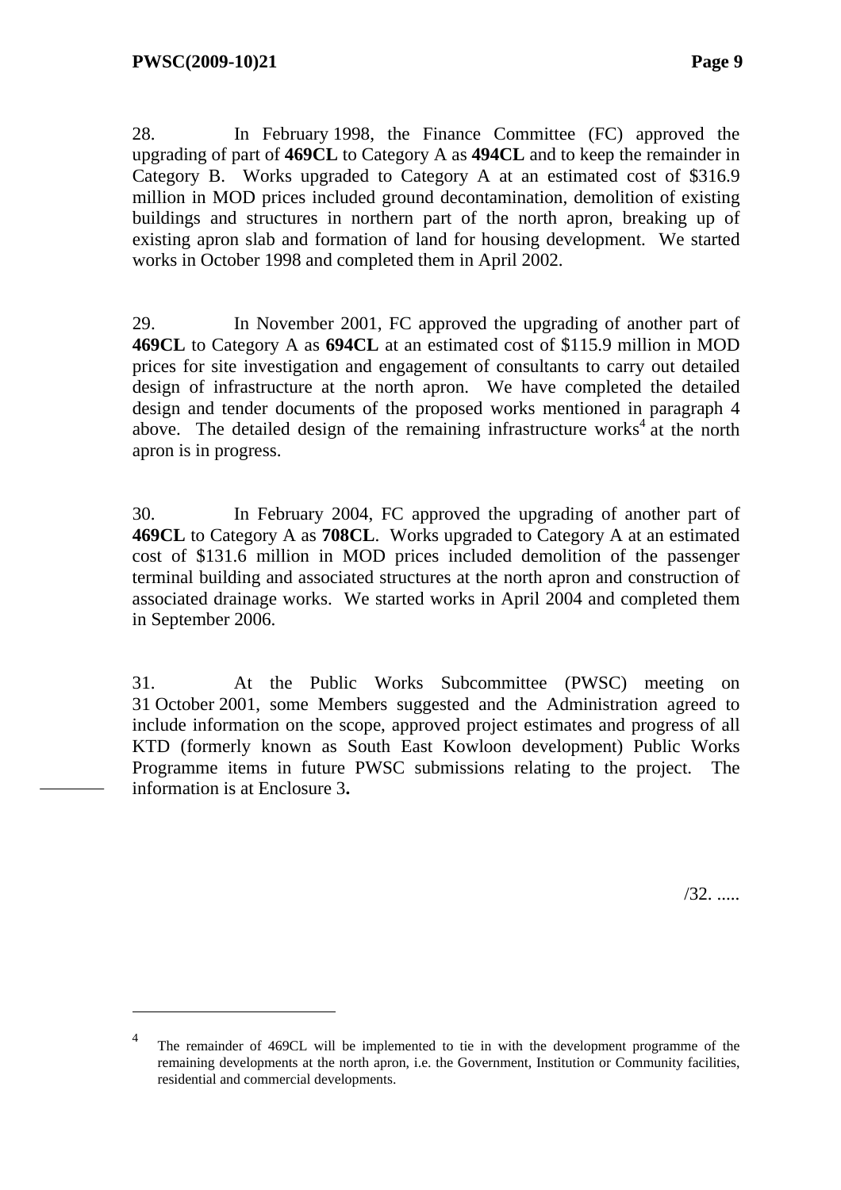28. In February 1998, the Finance Committee (FC) approved the upgrading of part of **469CL** to Category A as **494CL** and to keep the remainder in Category B. Works upgraded to Category A at an estimated cost of $316.9 million in MOD prices included ground decontamination, demolition of existing buildings and structures in northern part of the north apron, breaking up of existing apron slab and formation of land for housing development. We started works in October 1998 and completed them in April 2002.

29. In November 2001, FC approved the upgrading of another part of **469CL** to Category A as **694CL** at an estimated cost of $115.9 million in MOD prices for site investigation and engagement of consultants to carry out detailed design of infrastructure at the north apron. We have completed the detailed design and tender documents of the proposed works mentioned in paragraph 4 above. The detailed design of the remaining infrastructure works[4] at the north apron is in progress.

30. In February 2004, FC approved the upgrading of another part of **469CL** to Category A as **708CL**. Works upgraded to Category A at an estimated cost of $131.6 million in MOD prices included demolition of the passenger terminal building and associated structures at the north apron and construction of associated drainage works. We started works in April 2004 and completed them in September 2006.

31. At the Public Works Subcommittee (PWSC) meeting on 31 October 2001, some Members suggested and the Administration agreed to include information on the scope, approved project estimates and progress of all KTD (formerly known as South East Kowloon development) Public Works Programme items in future PWSC submissions relating to the project. The information is at Enclosure 3**.**

/32. .....

---

[4] The remainder of 469CL will be implemented to tie in with the development programme of the remaining developments at the north apron, i.e. the Government, Institution or Community facilities, residential and commercial developments.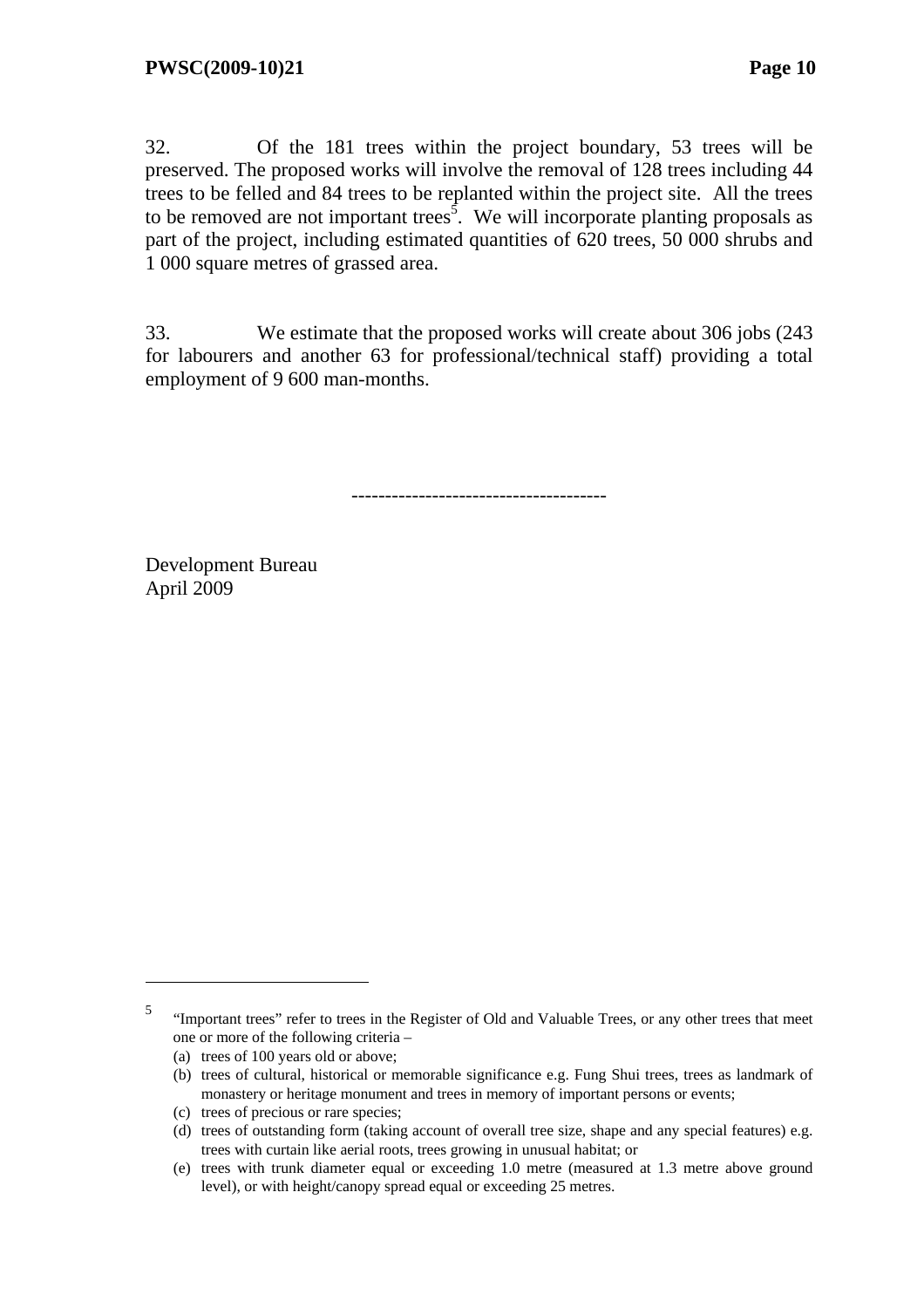32. Of the 181 trees within the project boundary, 53 trees will be preserved. The proposed works will involve the removal of 128 trees including 44 trees to be felled and 84 trees to be replanted within the project site. All the trees to be removed are not important trees[5]. We will incorporate planting proposals as part of the project, including estimated quantities of 620 trees, 50 000 shrubs and 1 000 square metres of grassed area.

33. We estimate that the proposed works will create about 306 jobs (243 for labourers and another 63 for professional/technical staff) providing a total employment of 9 600 man-months.

---

Development Bureau
April 2009

---

[5] "Important trees" refer to trees in the Register of Old and Valuable Trees, or any other trees that meet one or more of the following criteria –

(a) trees of 100 years old or above;

(b) trees of cultural, historical or memorable significance e.g. Fung Shui trees, trees as landmark of monastery or heritage monument and trees in memory of important persons or events;

(c) trees of precious or rare species;

(d) trees of outstanding form (taking account of overall tree size, shape and any special features) e.g. trees with curtain like aerial roots, trees growing in unusual habitat; or

(e) trees with trunk diameter equal or exceeding 1.0 metre (measured at 1.3 metre above ground level), or with height/canopy spread equal or exceeding 25 metres.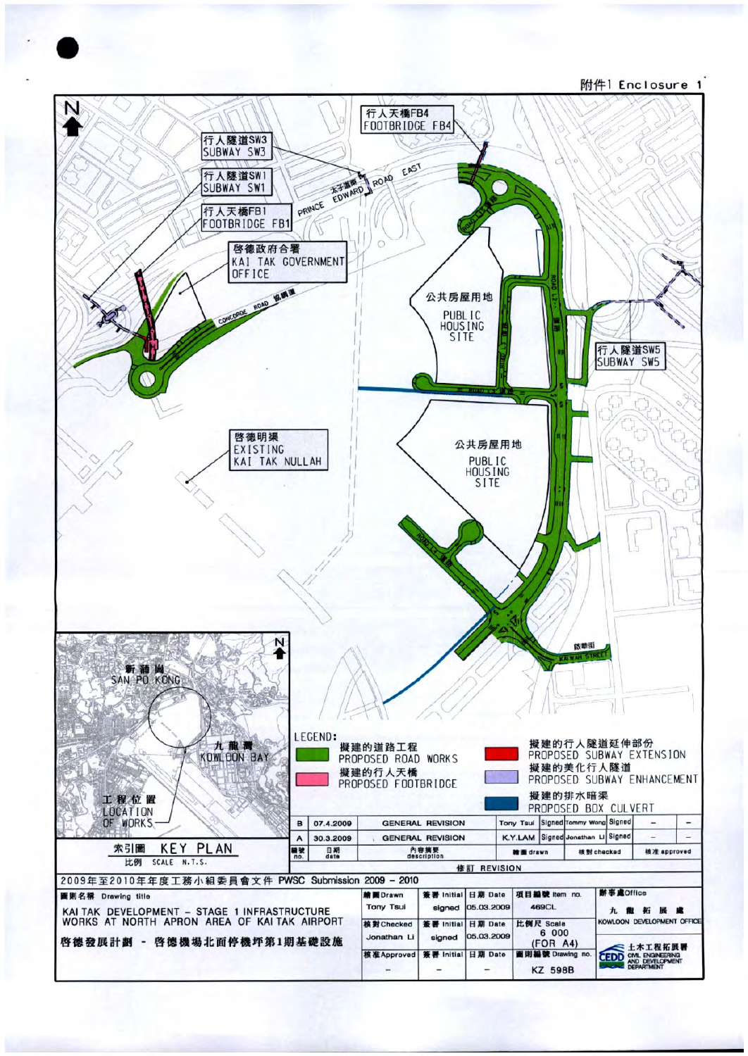附件1 Enclosure 1

行人天橋FB4
FOOTBRIDGE FB4

行人隧道SW3
SUBWAY SW3

行人隧道SW1
SUBWAY SW1

行人天橋FB1
FOOTBRIDGE FB1

啓德政府合署
KAI TAK GOVERNMENT OFFICE

太子道東 PRINCE EDWARD ROAD EAST

協調道 CONCORDE ROAD

公共房屋用地
PUBLIC HOUSING SITE

行人隧道SW5
SUBWAY SW5

啓德明渠
EXISTING KAI TAK NULLAH

公共房屋用地
PUBLIC HOUSING SITE

啟華街 KAI WAH STREET

新蒲崗 SAN PO KONG

九龍灣 KOWLOON BAY

工程位置 LOCATION OF WORKS

索引圖 KEY PLAN
比例 SCALE N.T.S.

LEGEND:

| | |
|---|---|
| 擬建的道路工程 PROPOSED ROAD WORKS | 擬建的行人隧道延伸部份 PROPOSED SUBWAY EXTENSION |
| 擬建的行人天橋 PROPOSED FOOTBRIDGE | 擬建的美化行人隧道 PROPOSED SUBWAY ENHANCEMENT |
| | 擬建的排水暗渠 PROPOSED BOX CULVERT |

| 編號 no. | 日期 date | 內容摘要 description | 繪圖 drawn | | 核對 checked | | 核准 approved | |
|---|---|---|---|---|---|---|---|---|
| B | 07.4.2009 | GENERAL REVISION | Tony Tsui | Signed | Tommy Wong | Signed | – | – |
| A | 30.3.2009 | GENERAL REVISION | K.Y.LAM | Signed | Jonathan Li | Signed | – | – |

修訂 REVISION

2009年至2010年年度工務小組委員會文件 PWSC Submission 2009 – 2010

圖則名稱 Drawing title

KAI TAK DEVELOPMENT – STAGE 1 INFRASTRUCTURE WORKS AT NORTH APRON AREA OF KAI TAK AIRPORT

啓德發展計劃 – 啓德機場北面停機坪第1期基礎設施

| 繪圖 Drawn | 簽署 Initial | 日期 Date | 項目編號 Item no. | 辦事處 Office |
|---|---|---|---|---|
| Tony Tsui | signed | 05.03.2009 | 469CL | 九龍拓展處 KOWLOON DEVELOPMENT OFFICE |
| 核對 Checked | 簽署 Initial | 日期 Date | 比例尺 Scale | |
| Jonathan Li | signed | 05.03.2009 | 6 000 (FOR A4) | 土木工程拓展署 CIVIL ENGINEERING AND DEVELOPMENT DEPARTMENT |
| 核准 Approved | 簽署 Initial | 日期 Date | 圖則編號 Drawing no. | |
| – | – | – | KZ 598B | |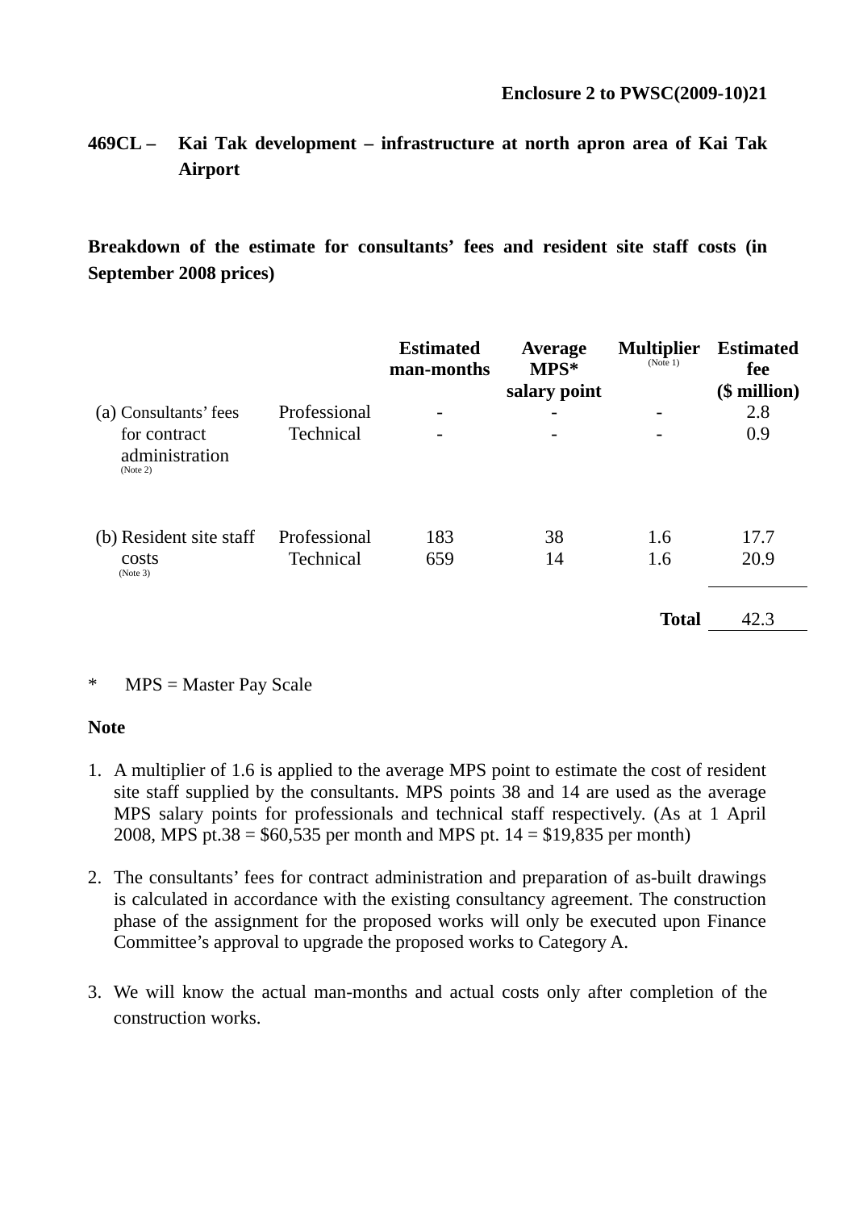**Enclosure 2 to PWSC(2009-10)21**

**469CL – Kai Tak development – infrastructure at north apron area of Kai Tak Airport**

**Breakdown of the estimate for consultants' fees and resident site staff costs (in September 2008 prices)**

| | | Estimated man-months | Average MPS* salary point | Multiplier (Note 1) | Estimated fee ($ million) |
|---|---|---|---|---|---|
| (a) Consultants' fees for contract administration (Note 2) | Professional | - | - | - | 2.8 |
| | Technical | - | - | - | 0.9 |
| (b) Resident site staff costs (Note 3) | Professional | 183 | 38 | 1.6 | 17.7 |
| | Technical | 659 | 14 | 1.6 | 20.9 |
| | | | | **Total** | 42.3 |

\* MPS = Master Pay Scale

**Note**

1. A multiplier of 1.6 is applied to the average MPS point to estimate the cost of resident site staff supplied by the consultants. MPS points 38 and 14 are used as the average MPS salary points for professionals and technical staff respectively. (As at 1 April 2008, MPS pt.38 = $60,535 per month and MPS pt. 14 = $19,835 per month)

2. The consultants' fees for contract administration and preparation of as-built drawings is calculated in accordance with the existing consultancy agreement. The construction phase of the assignment for the proposed works will only be executed upon Finance Committee's approval to upgrade the proposed works to Category A.

3. We will know the actual man-months and actual costs only after completion of the construction works.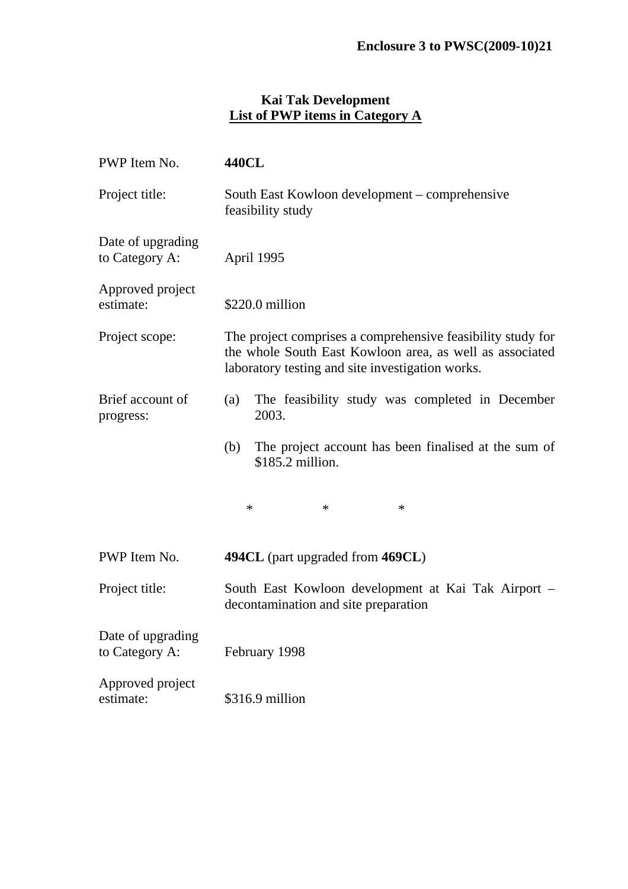**Enclosure 3 to PWSC(2009-10)21**

**Kai Tak Development**
**List of PWP items in Category A**

PWP Item No. **440CL**

Project title: South East Kowloon development – comprehensive feasibility study

Date of upgrading to Category A: April 1995

Approved project estimate: $220.0 million

Project scope: The project comprises a comprehensive feasibility study for the whole South East Kowloon area, as well as associated laboratory testing and site investigation works.

Brief account of progress:

(a) The feasibility study was completed in December 2003.

(b) The project account has been finalised at the sum of $185.2 million.

\*     \*     \*

PWP Item No. **494CL** (part upgraded from **469CL**)

Project title: South East Kowloon development at Kai Tak Airport – decontamination and site preparation

Date of upgrading to Category A: February 1998

Approved project estimate: $316.9 million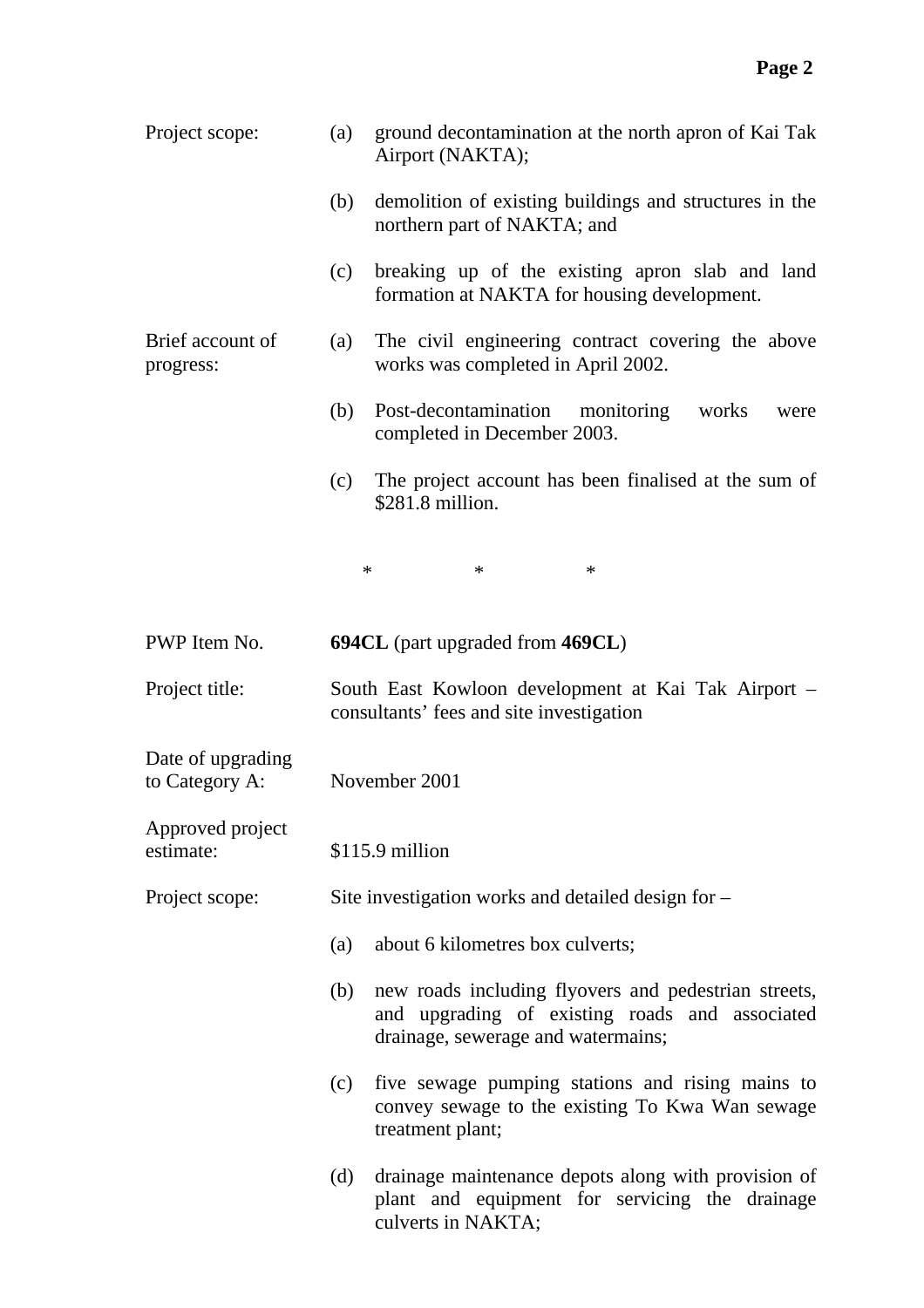Project scope:

(a) ground decontamination at the north apron of Kai Tak Airport (NAKTA);

(b) demolition of existing buildings and structures in the northern part of NAKTA; and

(c) breaking up of the existing apron slab and land formation at NAKTA for housing development.

Brief account of progress:

(a) The civil engineering contract covering the above works was completed in April 2002.

(b) Post-decontamination monitoring works were completed in December 2003.

(c) The project account has been finalised at the sum of $281.8 million.

\*　　　　\*　　　　\*

PWP Item No. **694CL** (part upgraded from **469CL**)

Project title: South East Kowloon development at Kai Tak Airport – consultants' fees and site investigation

Date of upgrading to Category A: November 2001

Approved project estimate: $115.9 million

Project scope: Site investigation works and detailed design for –

(a) about 6 kilometres box culverts;

(b) new roads including flyovers and pedestrian streets, and upgrading of existing roads and associated drainage, sewerage and watermains;

(c) five sewage pumping stations and rising mains to convey sewage to the existing To Kwa Wan sewage treatment plant;

(d) drainage maintenance depots along with provision of plant and equipment for servicing the drainage culverts in NAKTA;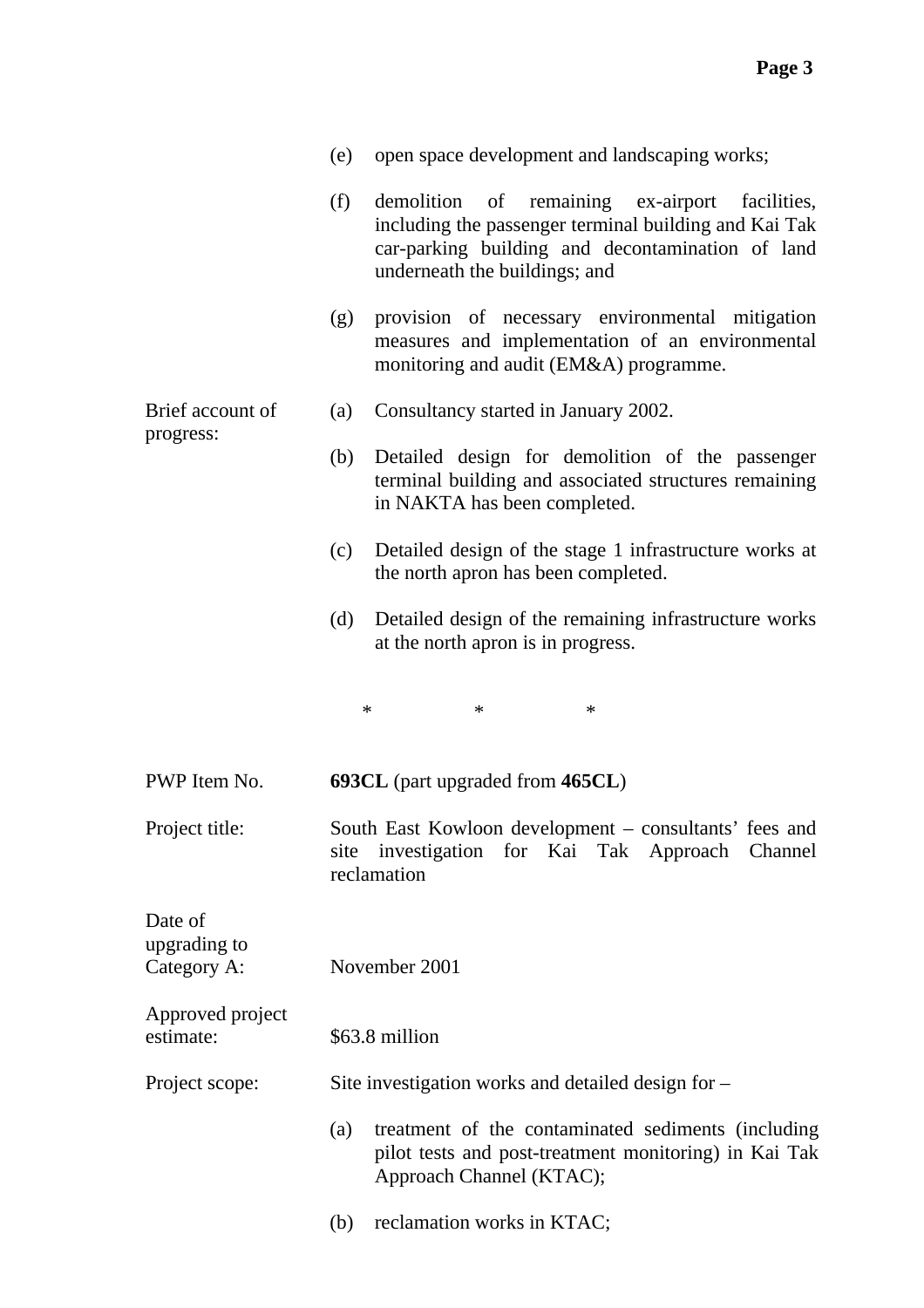(e) open space development and landscaping works;

(f) demolition of remaining ex-airport facilities, including the passenger terminal building and Kai Tak car-parking building and decontamination of land underneath the buildings; and

(g) provision of necessary environmental mitigation measures and implementation of an environmental monitoring and audit (EM&A) programme.

Brief account of progress:

(a) Consultancy started in January 2002.

(b) Detailed design for demolition of the passenger terminal building and associated structures remaining in NAKTA has been completed.

(c) Detailed design of the stage 1 infrastructure works at the north apron has been completed.

(d) Detailed design of the remaining infrastructure works at the north apron is in progress.

\* \* \*

PWP Item No. **693CL** (part upgraded from **465CL**)

Project title: South East Kowloon development – consultants' fees and site investigation for Kai Tak Approach Channel reclamation

Date of upgrading to Category A: November 2001

Approved project estimate: $63.8 million

Project scope: Site investigation works and detailed design for –

(a) treatment of the contaminated sediments (including pilot tests and post-treatment monitoring) in Kai Tak Approach Channel (KTAC);

(b) reclamation works in KTAC;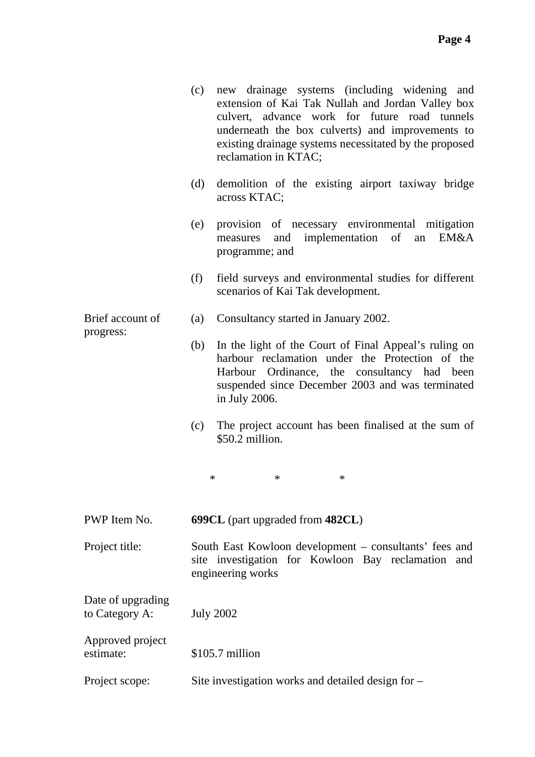(c) new drainage systems (including widening and extension of Kai Tak Nullah and Jordan Valley box culvert, advance work for future road tunnels underneath the box culverts) and improvements to existing drainage systems necessitated by the proposed reclamation in KTAC;

(d) demolition of the existing airport taxiway bridge across KTAC;

(e) provision of necessary environmental mitigation measures and implementation of an EM&A programme; and

(f) field surveys and environmental studies for different scenarios of Kai Tak development.

Brief account of progress:

(a) Consultancy started in January 2002.

(b) In the light of the Court of Final Appeal's ruling on harbour reclamation under the Protection of the Harbour Ordinance, the consultancy had been suspended since December 2003 and was terminated in July 2006.

(c) The project account has been finalised at the sum of $50.2 million.

\*  \*  \*

PWP Item No. **699CL** (part upgraded from **482CL**)

Project title: South East Kowloon development – consultants' fees and site investigation for Kowloon Bay reclamation and engineering works

Date of upgrading to Category A: July 2002

Approved project estimate: $105.7 million

Project scope: Site investigation works and detailed design for –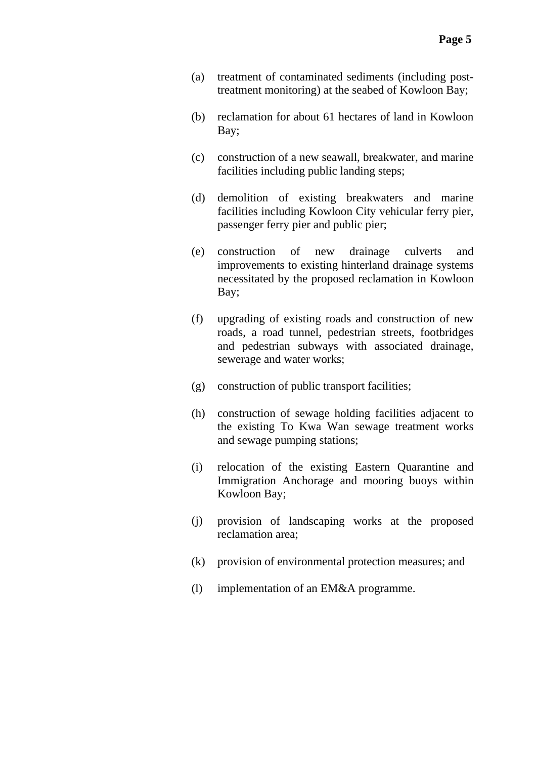(a) treatment of contaminated sediments (including post-treatment monitoring) at the seabed of Kowloon Bay;

(b) reclamation for about 61 hectares of land in Kowloon Bay;

(c) construction of a new seawall, breakwater, and marine facilities including public landing steps;

(d) demolition of existing breakwaters and marine facilities including Kowloon City vehicular ferry pier, passenger ferry pier and public pier;

(e) construction of new drainage culverts and improvements to existing hinterland drainage systems necessitated by the proposed reclamation in Kowloon Bay;

(f) upgrading of existing roads and construction of new roads, a road tunnel, pedestrian streets, footbridges and pedestrian subways with associated drainage, sewerage and water works;

(g) construction of public transport facilities;

(h) construction of sewage holding facilities adjacent to the existing To Kwa Wan sewage treatment works and sewage pumping stations;

(i) relocation of the existing Eastern Quarantine and Immigration Anchorage and mooring buoys within Kowloon Bay;

(j) provision of landscaping works at the proposed reclamation area;

(k) provision of environmental protection measures; and

(l) implementation of an EM&A programme.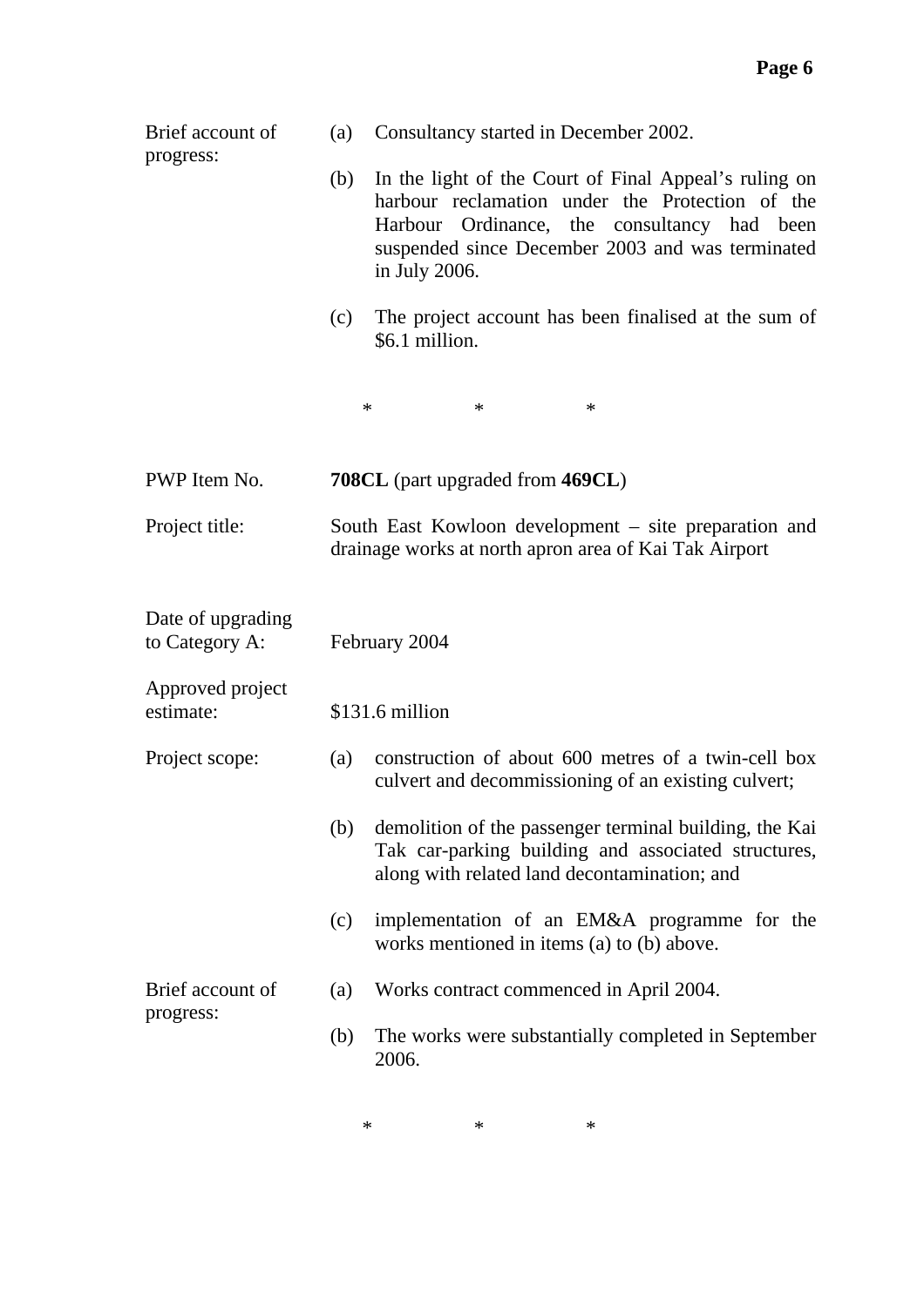Brief account of progress:

(a) Consultancy started in December 2002.

(b) In the light of the Court of Final Appeal's ruling on harbour reclamation under the Protection of the Harbour Ordinance, the consultancy had been suspended since December 2003 and was terminated in July 2006.

(c) The project account has been finalised at the sum of $6.1 million.

\*   \*   \*

PWP Item No. **708CL** (part upgraded from **469CL**)

Project title: South East Kowloon development – site preparation and drainage works at north apron area of Kai Tak Airport

Date of upgrading to Category A: February 2004

Approved project estimate: $131.6 million

Project scope:

(a) construction of about 600 metres of a twin-cell box culvert and decommissioning of an existing culvert;

(b) demolition of the passenger terminal building, the Kai Tak car-parking building and associated structures, along with related land decontamination; and

(c) implementation of an EM&A programme for the works mentioned in items (a) to (b) above.

Brief account of progress:

(a) Works contract commenced in April 2004.

(b) The works were substantially completed in September 2006.

\*   \*   \*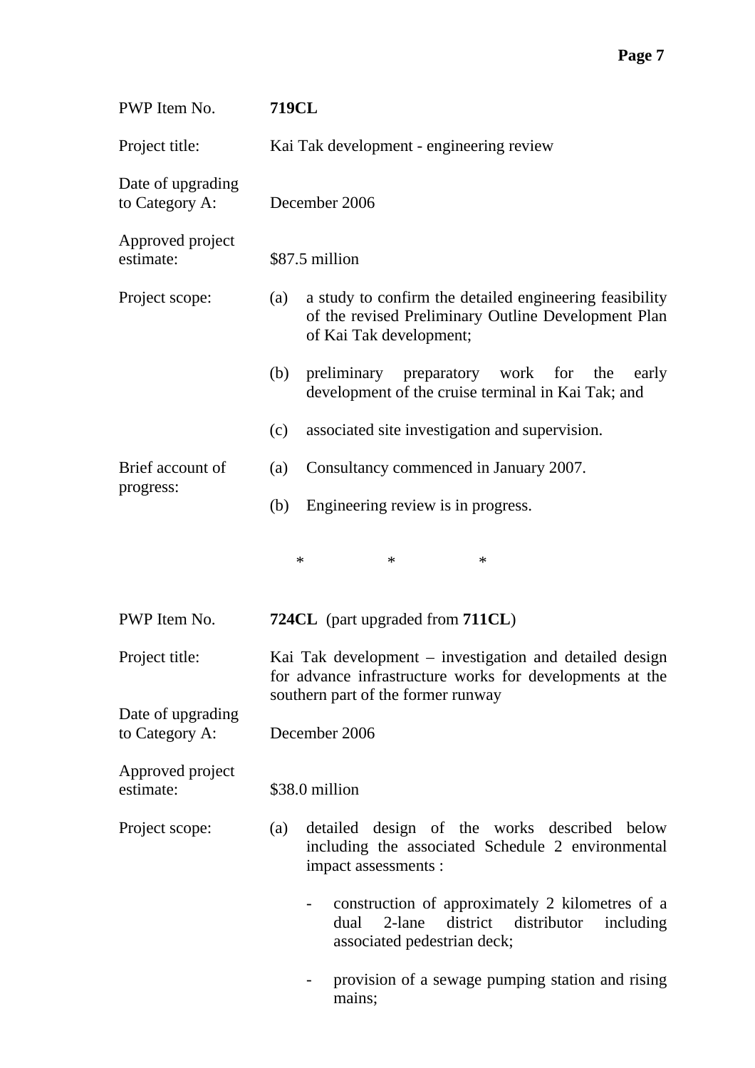PWP Item No. **719CL**

Project title: Kai Tak development - engineering review

Date of upgrading to Category A: December 2006

Approved project estimate: $87.5 million

Project scope:

(a) a study to confirm the detailed engineering feasibility of the revised Preliminary Outline Development Plan of Kai Tak development;

(b) preliminary preparatory work for the early development of the cruise terminal in Kai Tak; and

(c) associated site investigation and supervision.

Brief account of progress:

(a) Consultancy commenced in January 2007.

(b) Engineering review is in progress.

\*　　　\*　　　\*

PWP Item No. **724CL** (part upgraded from **711CL**)

Project title: Kai Tak development – investigation and detailed design for advance infrastructure works for developments at the southern part of the former runway

Date of upgrading to Category A: December 2006

Approved project estimate: $38.0 million

Project scope:

(a) detailed design of the works described below including the associated Schedule 2 environmental impact assessments :

- construction of approximately 2 kilometres of a dual 2-lane district distributor including associated pedestrian deck;

- provision of a sewage pumping station and rising mains;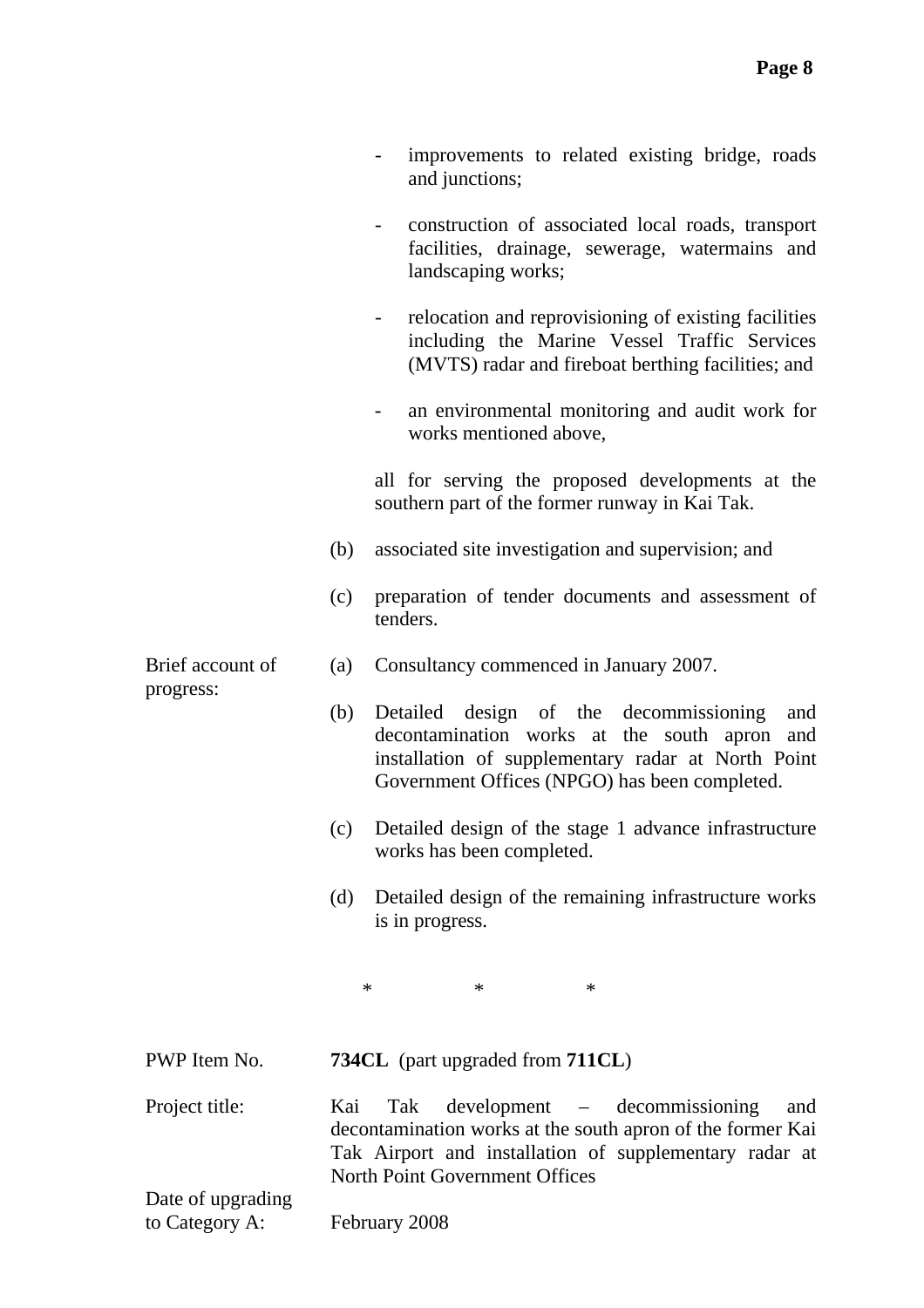- improvements to related existing bridge, roads and junctions;

- construction of associated local roads, transport facilities, drainage, sewerage, watermains and landscaping works;

- relocation and reprovisioning of existing facilities including the Marine Vessel Traffic Services (MVTS) radar and fireboat berthing facilities; and

- an environmental monitoring and audit work for works mentioned above,

all for serving the proposed developments at the southern part of the former runway in Kai Tak.

(b) associated site investigation and supervision; and

(c) preparation of tender documents and assessment of tenders.

Brief account of progress:

(a) Consultancy commenced in January 2007.

(b) Detailed design of the decommissioning and decontamination works at the south apron and installation of supplementary radar at North Point Government Offices (NPGO) has been completed.

(c) Detailed design of the stage 1 advance infrastructure works has been completed.

(d) Detailed design of the remaining infrastructure works is in progress.

\* \* \*

PWP Item No. **734CL** (part upgraded from **711CL**)

Project title: Kai Tak development – decommissioning and decontamination works at the south apron of the former Kai Tak Airport and installation of supplementary radar at North Point Government Offices

Date of upgrading to Category A: February 2008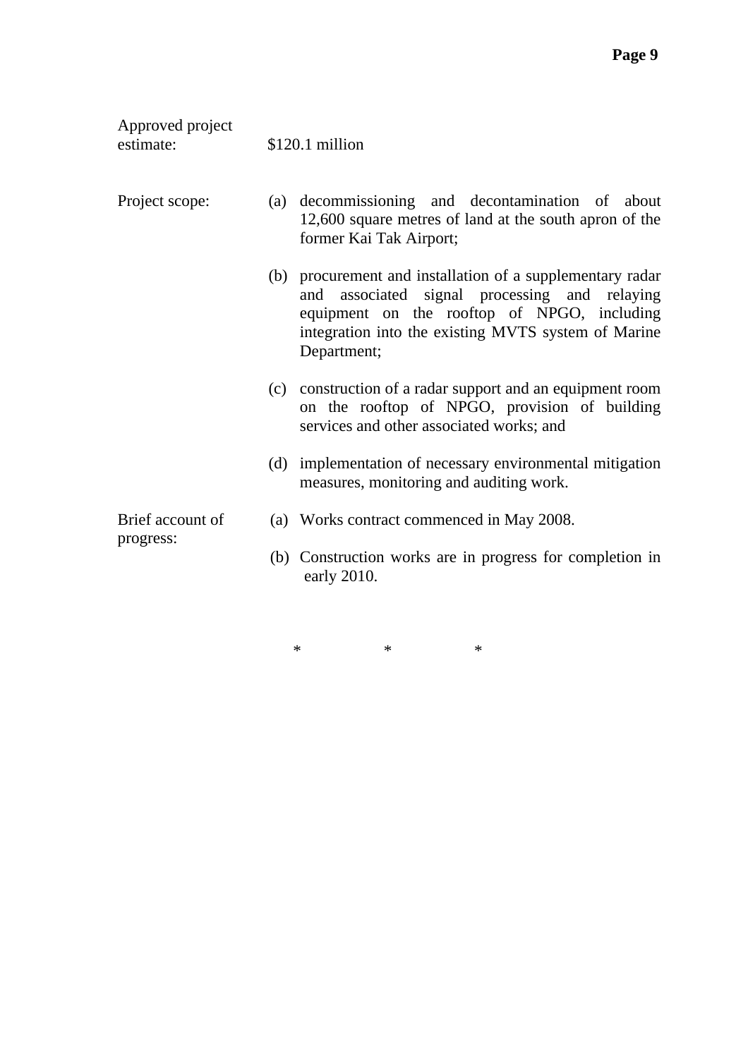Approved project estimate: $120.1 million

Project scope:

(a) decommissioning and decontamination of about 12,600 square metres of land at the south apron of the former Kai Tak Airport;

(b) procurement and installation of a supplementary radar and associated signal processing and relaying equipment on the rooftop of NPGO, including integration into the existing MVTS system of Marine Department;

(c) construction of a radar support and an equipment room on the rooftop of NPGO, provision of building services and other associated works; and

(d) implementation of necessary environmental mitigation measures, monitoring and auditing work.

Brief account of progress:

(a) Works contract commenced in May 2008.

(b) Construction works are in progress for completion in early 2010.

\*　　　\*　　　\*